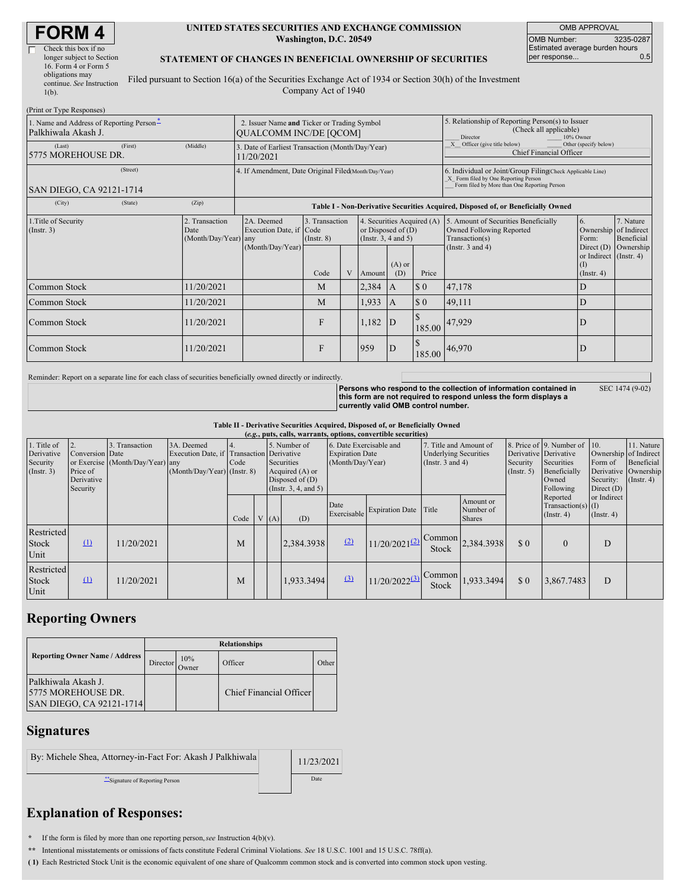# FORM 4

☐ Check this box if no longer subject to Section 16. Form 4 or Form 5 obligations may continue. *See* Instruction 1(b).

**UNITED STATES SECURITIES AND EXCHANGE COMMISSION**
**Washington, D.C. 20549**

**STATEMENT OF CHANGES IN BENEFICIAL OWNERSHIP OF SECURITIES**

Filed pursuant to Section 16(a) of the Securities Exchange Act of 1934 or Section 30(h) of the Investment Company Act of 1940

| OMB APPROVAL | |
|---|---|
| OMB Number: | 3235-0287 |
| Estimated average burden hours per response... | 0.5 |

(Print or Type Responses)

| 1. Name and Address of Reporting Person* | 2. Issuer Name and Ticker or Trading Symbol | 5. Relationship of Reporting Person(s) to Issuer (Check all applicable) |
|---|---|---|
| Palkhiwala Akash J. | QUALCOMM INC/DE [QCOM] | ___ Director ___ 10% Owner |
| (Last) (First) (Middle) 5775 MOREHOUSE DR. | 3. Date of Earliest Transaction (Month/Day/Year) 11/20/2021 | _X_ Officer (give title below) ___ Other (specify below) Chief Financial Officer |
| (Street) SAN DIEGO, CA 92121-1714 | 4. If Amendment, Date Original Filed (Month/Day/Year) | 6. Individual or Joint/Group Filing (Check Applicable Line) _X_ Form filed by One Reporting Person ___ Form filed by More than One Reporting Person |
| (City) (State) (Zip) | | |

**Table I - Non-Derivative Securities Acquired, Disposed of, or Beneficially Owned**

| 1.Title of Security (Instr. 3) | 2. Transaction Date (Month/Day/Year) | 2A. Deemed Execution Date, if any (Month/Day/Year) | 3. Transaction Code (Instr. 8) | | 4. Securities Acquired (A) or Disposed of (D) (Instr. 3, 4 and 5) | | | 5. Amount of Securities Beneficially Owned Following Reported Transaction(s) (Instr. 3 and 4) | 6. Ownership Form: Direct (D) or Indirect (I) (Instr. 4) | 7. Nature of Indirect Beneficial Ownership (Instr. 4) |
|---|---|---|---|---|---|---|---|---|---|---|
| | | | Code | V | Amount | (A) or (D) | Price | | | |
| Common Stock | 11/20/2021 | | M | | 2,384 | A | $ 0 | 47,178 | D | |
| Common Stock | 11/20/2021 | | M | | 1,933 | A | $ 0 | 49,111 | D | |
| Common Stock | 11/20/2021 | | F | | 1,182 | D | $ 185.00 | 47,929 | D | |
| Common Stock | 11/20/2021 | | F | | 959 | D | $ 185.00 | 46,970 | D | |

Reminder: Report on a separate line for each class of securities beneficially owned directly or indirectly.

**Persons who respond to the collection of information contained in this form are not required to respond unless the form displays a currently valid OMB control number.**

SEC 1474 (9-02)

**Table II - Derivative Securities Acquired, Disposed of, or Beneficially Owned**
**(*e.g.*, puts, calls, warrants, options, convertible securities)**

| 1. Title of Derivative Security (Instr. 3) | 2. Conversion or Exercise Price of Derivative Security | 3. Transaction Date (Month/Day/Year) | 3A. Deemed Execution Date, if any (Month/Day/Year) | 4. Transaction Code (Instr. 8) | | 5. Number of Derivative Securities Acquired (A) or Disposed of (D) (Instr. 3, 4, and 5) | | 6. Date Exercisable and Expiration Date (Month/Day/Year) | | 7. Title and Amount of Underlying Securities (Instr. 3 and 4) | | 8. Price of Derivative Security (Instr. 5) | 9. Number of Derivative Securities Beneficially Owned Following Reported Transaction(s) (Instr. 4) | 10. Ownership Form of Derivative Security: Direct (D) or Indirect (I) (Instr. 4) | 11. Nature of Indirect Beneficial Ownership (Instr. 4) |
|---|---|---|---|---|---|---|---|---|---|---|---|---|---|---|---|
| | | | | Code | V | (A) | (D) | Date Exercisable | Expiration Date | Title | Amount or Number of Shares | | | | |
| Restricted Stock Unit | (1) | 11/20/2021 | | M | | | 2,384.3938 | (2) | 11/20/2021 (2) | Common Stock | 2,384.3938 | $ 0 | 0 | D | |
| Restricted Stock Unit | (1) | 11/20/2021 | | M | | | 1,933.3494 | (3) | 11/20/2022 (3) | Common Stock | 1,933.3494 | $ 0 | 3,867.7483 | D | |

## Reporting Owners

| Reporting Owner Name / Address | Relationships | | | |
|---|---|---|---|---|
| | Director | 10% Owner | Officer | Other |
| Palkhiwala Akash J. 5775 MOREHOUSE DR. SAN DIEGO, CA 92121-1714 | | | Chief Financial Officer | |

## Signatures

| By: Michele Shea, Attorney-in-Fact For: Akash J Palkhiwala | 11/23/2021 |
|---|---|
| **Signature of Reporting Person | Date |

## Explanation of Responses:

\* If the form is filed by more than one reporting person, *see* Instruction 4(b)(v).

\*\* Intentional misstatements or omissions of facts constitute Federal Criminal Violations. *See* 18 U.S.C. 1001 and 15 U.S.C. 78ff(a).

**( 1)** Each Restricted Stock Unit is the economic equivalent of one share of Qualcomm common stock and is converted into common stock upon vesting.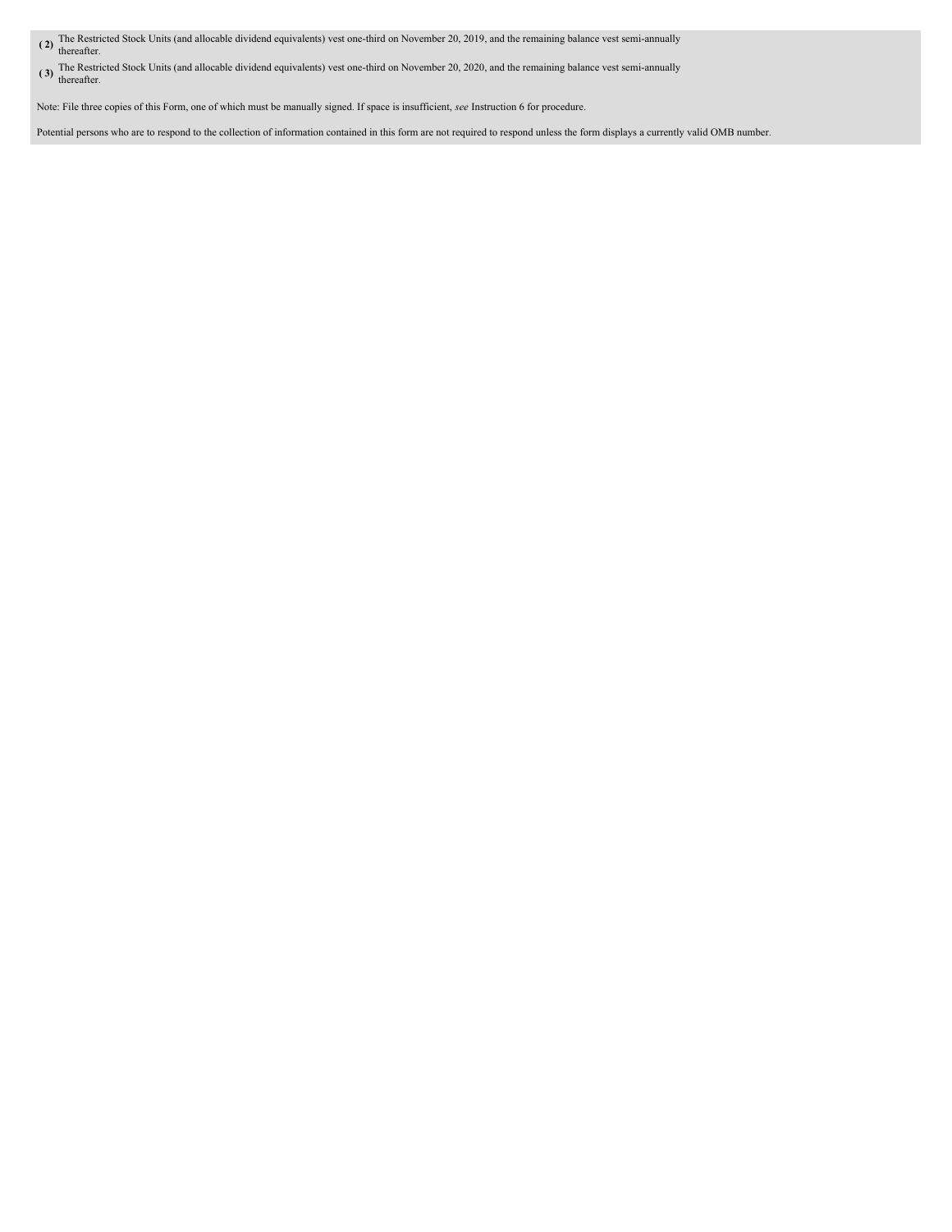( 2 ) The Restricted Stock Units (and allocable dividend equivalents) vest one-third on November 20, 2019, and the remaining balance vest semi-annually thereafter.

( 3 ) The Restricted Stock Units (and allocable dividend equivalents) vest one-third on November 20, 2020, and the remaining balance vest semi-annually thereafter.

Note: File three copies of this Form, one of which must be manually signed. If space is insufficient, *see* Instruction 6 for procedure.

Potential persons who are to respond to the collection of information contained in this form are not required to respond unless the form displays a currently valid OMB number.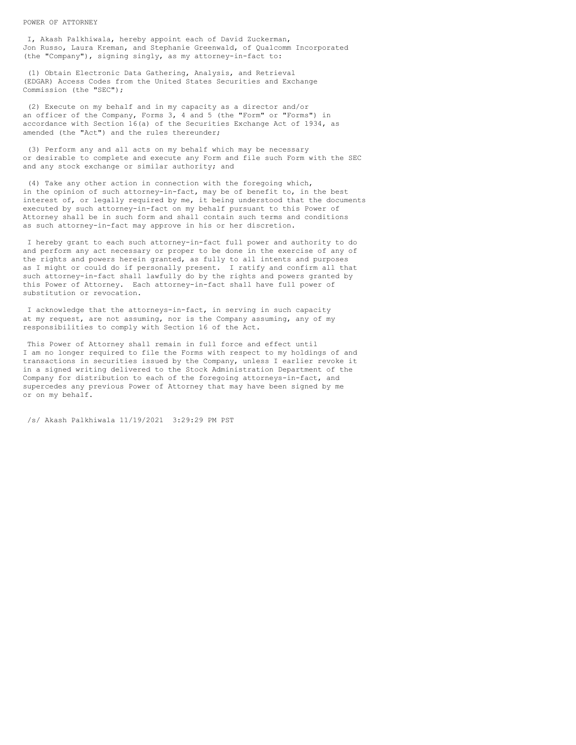# POWER OF ATTORNEY

I, Akash Palkhiwala, hereby appoint each of David Zuckerman, Jon Russo, Laura Kreman, and Stephanie Greenwald, of Qualcomm Incorporated (the "Company"), signing singly, as my attorney-in-fact to:

(1) Obtain Electronic Data Gathering, Analysis, and Retrieval (EDGAR) Access Codes from the United States Securities and Exchange Commission (the "SEC");

(2) Execute on my behalf and in my capacity as a director and/or an officer of the Company, Forms 3, 4 and 5 (the "Form" or "Forms") in accordance with Section 16(a) of the Securities Exchange Act of 1934, as amended (the "Act") and the rules thereunder;

(3) Perform any and all acts on my behalf which may be necessary or desirable to complete and execute any Form and file such Form with the SEC and any stock exchange or similar authority; and

(4) Take any other action in connection with the foregoing which, in the opinion of such attorney-in-fact, may be of benefit to, in the best interest of, or legally required by me, it being understood that the documents executed by such attorney-in-fact on my behalf pursuant to this Power of Attorney shall be in such form and shall contain such terms and conditions as such attorney-in-fact may approve in his or her discretion.

I hereby grant to each such attorney-in-fact full power and authority to do and perform any act necessary or proper to be done in the exercise of any of the rights and powers herein granted, as fully to all intents and purposes as I might or could do if personally present. I ratify and confirm all that such attorney-in-fact shall lawfully do by the rights and powers granted by this Power of Attorney. Each attorney-in-fact shall have full power of substitution or revocation.

I acknowledge that the attorneys-in-fact, in serving in such capacity at my request, are not assuming, nor is the Company assuming, any of my responsibilities to comply with Section 16 of the Act.

This Power of Attorney shall remain in full force and effect until I am no longer required to file the Forms with respect to my holdings of and transactions in securities issued by the Company, unless I earlier revoke it in a signed writing delivered to the Stock Administration Department of the Company for distribution to each of the foregoing attorneys-in-fact, and supercedes any previous Power of Attorney that may have been signed by me or on my behalf.

/s/ Akash Palkhiwala 11/19/2021 3:29:29 PM PST